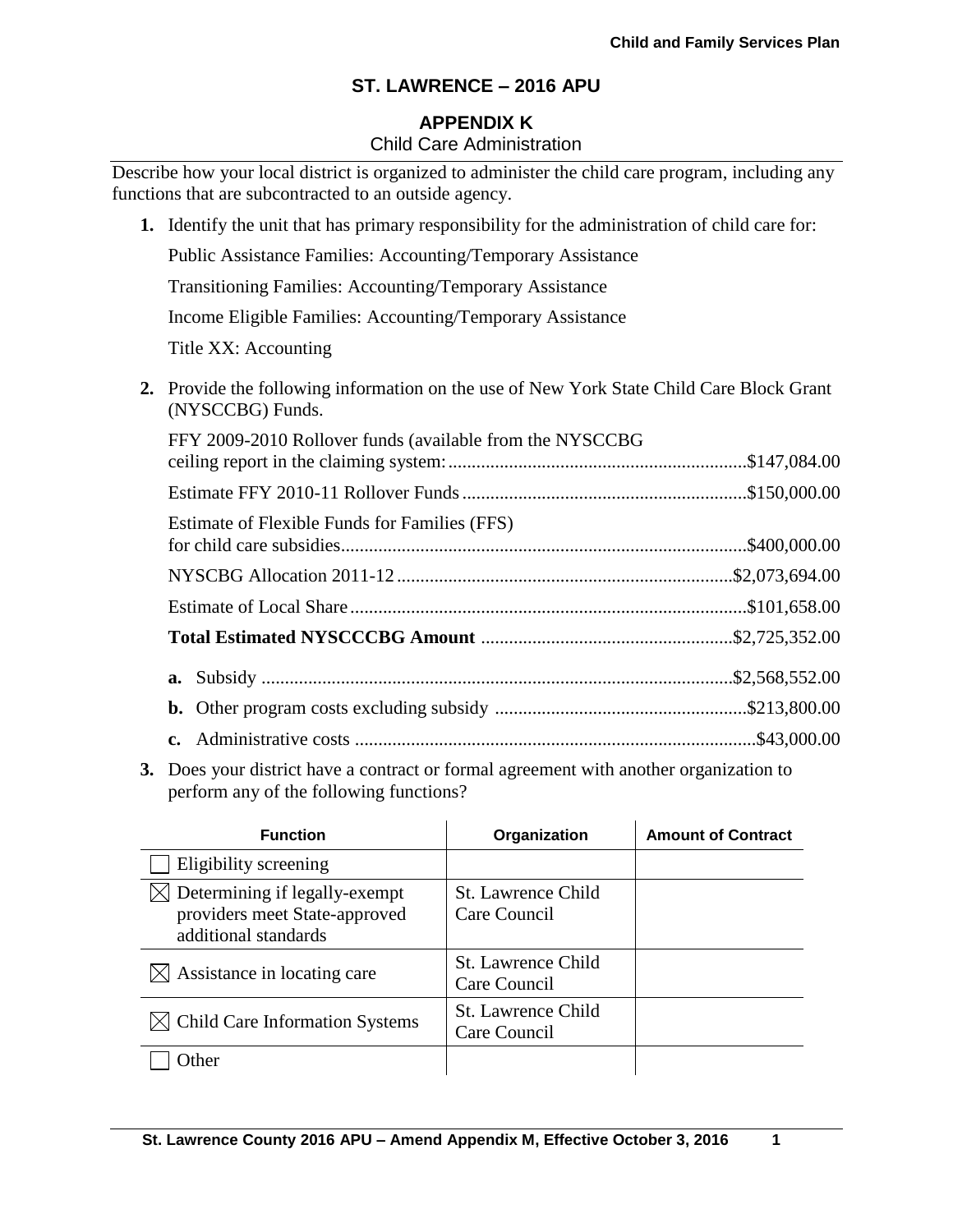## ST. LAWRENCE – 2016 APU

### APPENDIX K

Child Care Administration

Describe how your local district is organized to administer the child care program, including any functions that are subcontracted to an outside agency.

1. Identify the unit that has primary responsibility for the administration of child care for:

   Public Assistance Families: Accounting/Temporary Assistance

   Transitioning Families: Accounting/Temporary Assistance

   Income Eligible Families: Accounting/Temporary Assistance

   Title XX: Accounting

2. Provide the following information on the use of New York State Child Care Block Grant (NYSCCBG) Funds.

   FFY 2009-2010 Rollover funds (available from the NYSCCBG ceiling report in the claiming system: ............ $147,084.00

   Estimate FFY 2010-11 Rollover Funds ............ $150,000.00

   Estimate of Flexible Funds for Families (FFS) for child care subsidies ............ $400,000.00

   NYSCBG Allocation 2011-12 ............ $2,073,694.00

   Estimate of Local Share ............ $101,658.00

   **Total Estimated NYSCCCBG Amount** ............ $2,725,352.00

   **a.** Subsidy ............ $2,568,552.00

   **b.** Other program costs excluding subsidy ............ $213,800.00

   **c.** Administrative costs ............ $43,000.00

3. Does your district have a contract or formal agreement with another organization to perform any of the following functions?

| Function | Organization | Amount of Contract |
|---|---|---|
| ☐ Eligibility screening | | |
| ☒ Determining if legally-exempt providers meet State-approved additional standards | St. Lawrence Child Care Council | |
| ☒ Assistance in locating care | St. Lawrence Child Care Council | |
| ☒ Child Care Information Systems | St. Lawrence Child Care Council | |
| ☐ Other | | |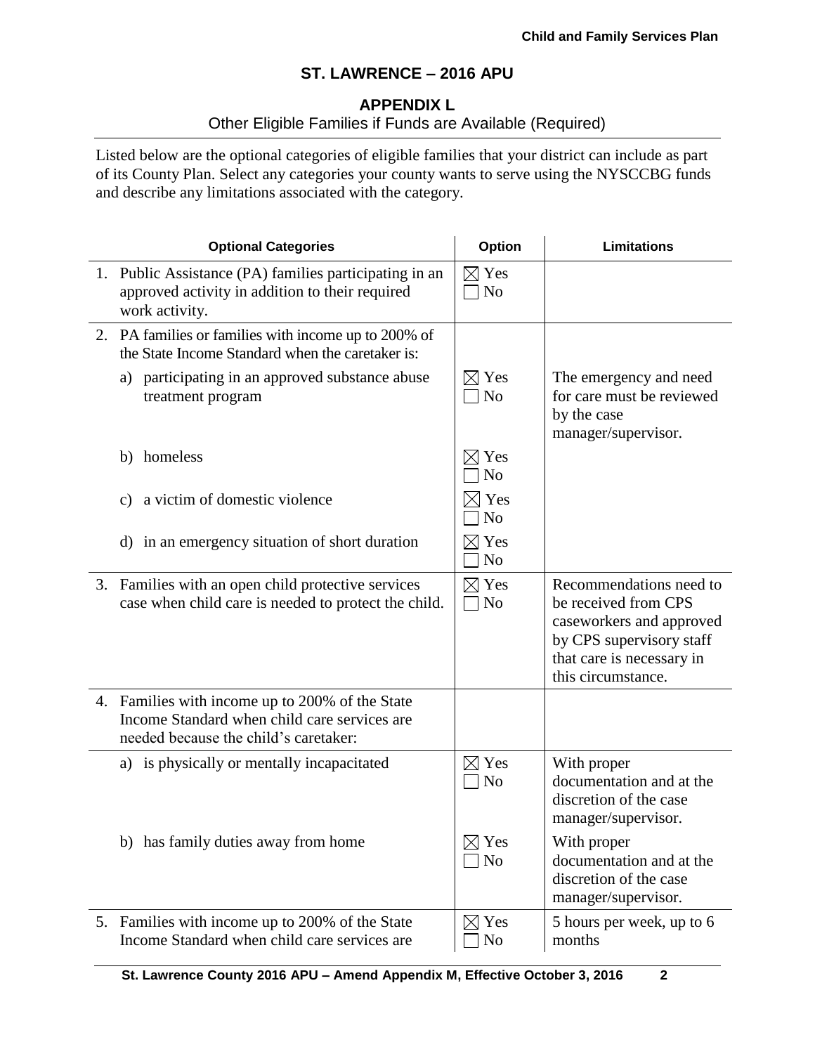## ST. LAWRENCE – 2016 APU

### APPENDIX L

Other Eligible Families if Funds are Available (Required)

Listed below are the optional categories of eligible families that your district can include as part of its County Plan. Select any categories your county wants to serve using the NYSCCBG funds and describe any limitations associated with the category.

| Optional Categories | Option | Limitations |
|---|---|---|
| 1. Public Assistance (PA) families participating in an approved activity in addition to their required work activity. | ☒ Yes ☐ No | |
| 2. PA families or families with income up to 200% of the State Income Standard when the caretaker is: | | |
| a) participating in an approved substance abuse treatment program | ☒ Yes ☐ No | The emergency and need for care must be reviewed by the case manager/supervisor. |
| b) homeless | ☒ Yes ☐ No | |
| c) a victim of domestic violence | ☒ Yes ☐ No | |
| d) in an emergency situation of short duration | ☒ Yes ☐ No | |
| 3. Families with an open child protective services case when child care is needed to protect the child. | ☒ Yes ☐ No | Recommendations need to be received from CPS caseworkers and approved by CPS supervisory staff that care is necessary in this circumstance. |
| 4. Families with income up to 200% of the State Income Standard when child care services are needed because the child's caretaker: | | |
| a) is physically or mentally incapacitated | ☒ Yes ☐ No | With proper documentation and at the discretion of the case manager/supervisor. |
| b) has family duties away from home | ☒ Yes ☐ No | With proper documentation and at the discretion of the case manager/supervisor. |
| 5. Families with income up to 200% of the State Income Standard when child care services are | ☒ Yes ☐ No | 5 hours per week, up to 6 months |

St. Lawrence County 2016 APU – Amend Appendix M, Effective October 3, 2016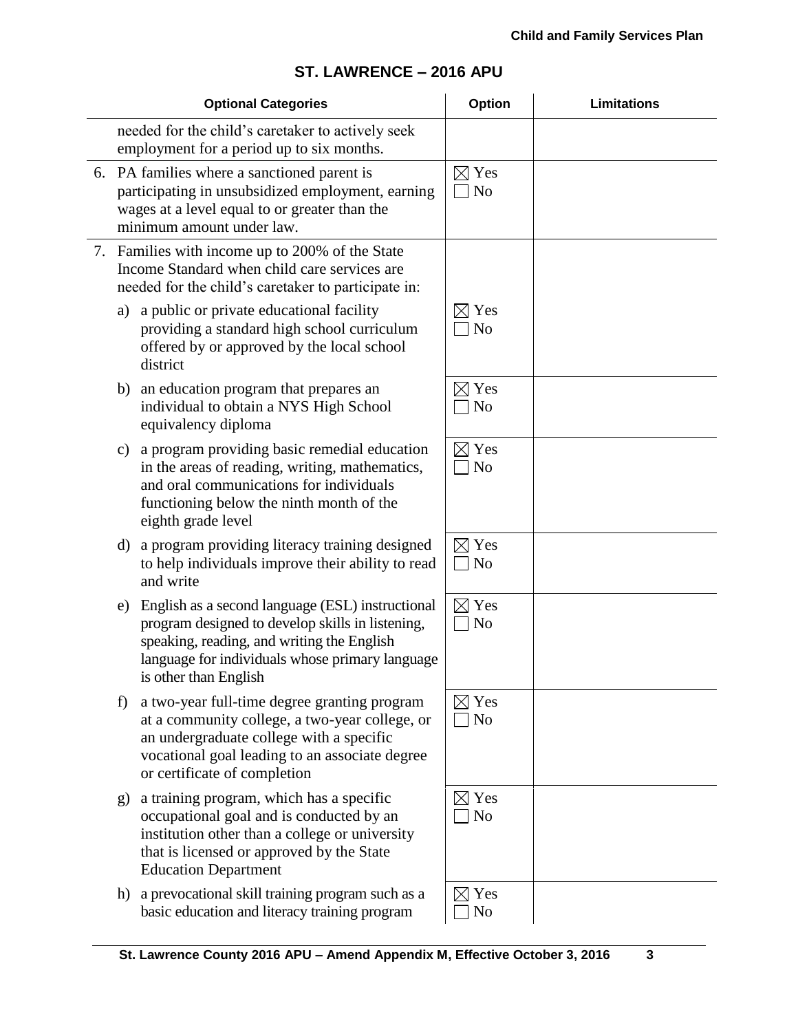## ST. LAWRENCE – 2016 APU

| Optional Categories | Option | Limitations |
|---|---|---|
| needed for the child's caretaker to actively seek employment for a period up to six months. | | |
| 6. PA families where a sanctioned parent is participating in unsubsidized employment, earning wages at a level equal to or greater than the minimum amount under law. | ☒ Yes ☐ No | |
| 7. Families with income up to 200% of the State Income Standard when child care services are needed for the child's caretaker to participate in: | | |
| a) a public or private educational facility providing a standard high school curriculum offered by or approved by the local school district | ☒ Yes ☐ No | |
| b) an education program that prepares an individual to obtain a NYS High School equivalency diploma | ☒ Yes ☐ No | |
| c) a program providing basic remedial education in the areas of reading, writing, mathematics, and oral communications for individuals functioning below the ninth month of the eighth grade level | ☒ Yes ☐ No | |
| d) a program providing literacy training designed to help individuals improve their ability to read and write | ☒ Yes ☐ No | |
| e) English as a second language (ESL) instructional program designed to develop skills in listening, speaking, reading, and writing the English language for individuals whose primary language is other than English | ☒ Yes ☐ No | |
| f) a two-year full-time degree granting program at a community college, a two-year college, or an undergraduate college with a specific vocational goal leading to an associate degree or certificate of completion | ☒ Yes ☐ No | |
| g) a training program, which has a specific occupational goal and is conducted by an institution other than a college or university that is licensed or approved by the State Education Department | ☒ Yes ☐ No | |
| h) a prevocational skill training program such as a basic education and literacy training program | ☒ Yes ☐ No | |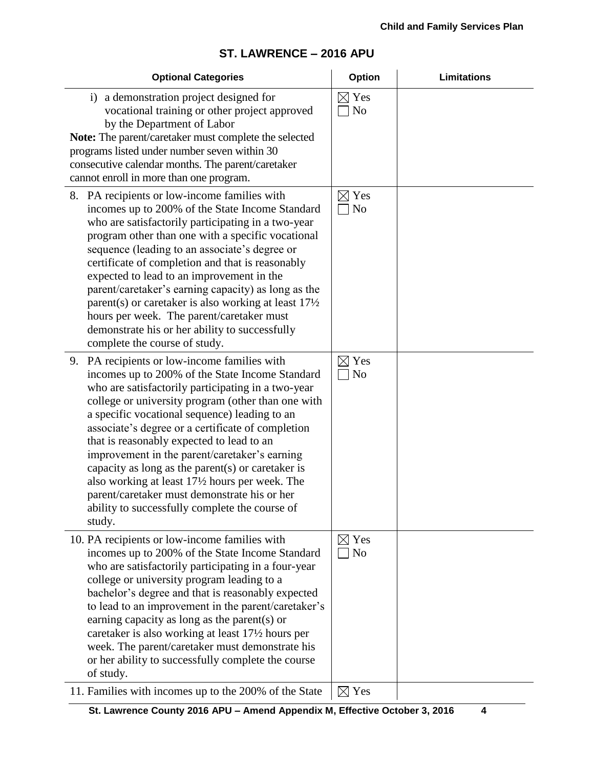## ST. LAWRENCE – 2016 APU

| Optional Categories | Option | Limitations |
|---|---|---|
| i) a demonstration project designed for vocational training or other project approved by the Department of Labor<br>**Note:** The parent/caretaker must complete the selected programs listed under number seven within 30 consecutive calendar months. The parent/caretaker cannot enroll in more than one program. | ☒ Yes<br>☐ No | |
| 8. PA recipients or low-income families with incomes up to 200% of the State Income Standard who are satisfactorily participating in a two-year program other than one with a specific vocational sequence (leading to an associate's degree or certificate of completion and that is reasonably expected to lead to an improvement in the parent/caretaker's earning capacity) as long as the parent(s) or caretaker is also working at least 17½ hours per week. The parent/caretaker must demonstrate his or her ability to successfully complete the course of study. | ☒ Yes<br>☐ No | |
| 9. PA recipients or low-income families with incomes up to 200% of the State Income Standard who are satisfactorily participating in a two-year college or university program (other than one with a specific vocational sequence) leading to an associate's degree or a certificate of completion that is reasonably expected to lead to an improvement in the parent/caretaker's earning capacity as long as the parent(s) or caretaker is also working at least 17½ hours per week. The parent/caretaker must demonstrate his or her ability to successfully complete the course of study. | ☒ Yes<br>☐ No | |
| 10. PA recipients or low-income families with incomes up to 200% of the State Income Standard who are satisfactorily participating in a four-year college or university program leading to a bachelor's degree and that is reasonably expected to lead to an improvement in the parent/caretaker's earning capacity as long as the parent(s) or caretaker is also working at least 17½ hours per week. The parent/caretaker must demonstrate his or her ability to successfully complete the course of study. | ☒ Yes<br>☐ No | |
| 11. Families with incomes up to the 200% of the State | ☒ Yes | |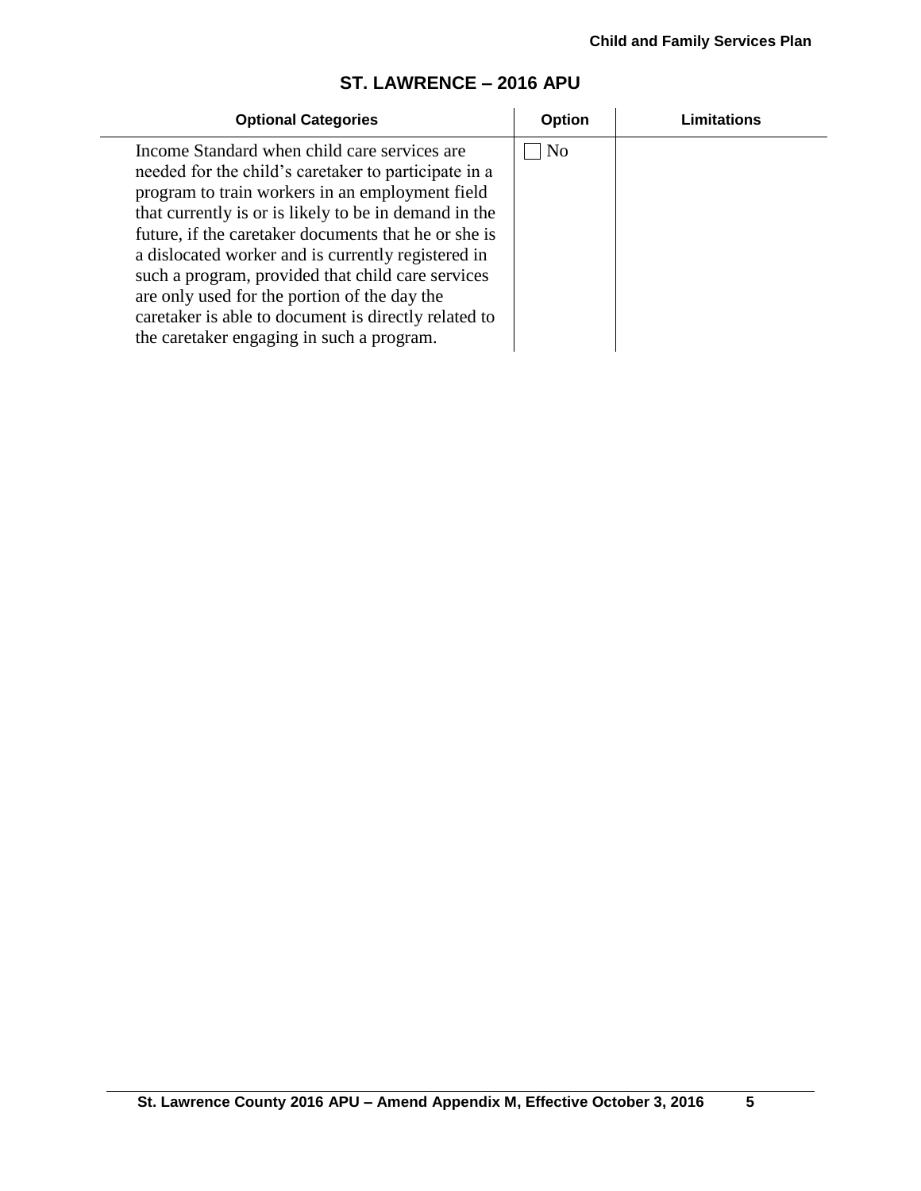## ST. LAWRENCE – 2016 APU

| Optional Categories | Option | Limitations |
|---|---|---|
| Income Standard when child care services are needed for the child's caretaker to participate in a program to train workers in an employment field that currently is or is likely to be in demand in the future, if the caretaker documents that he or she is a dislocated worker and is currently registered in such a program, provided that child care services are only used for the portion of the day the caretaker is able to document is directly related to the caretaker engaging in such a program. | ☐ No | |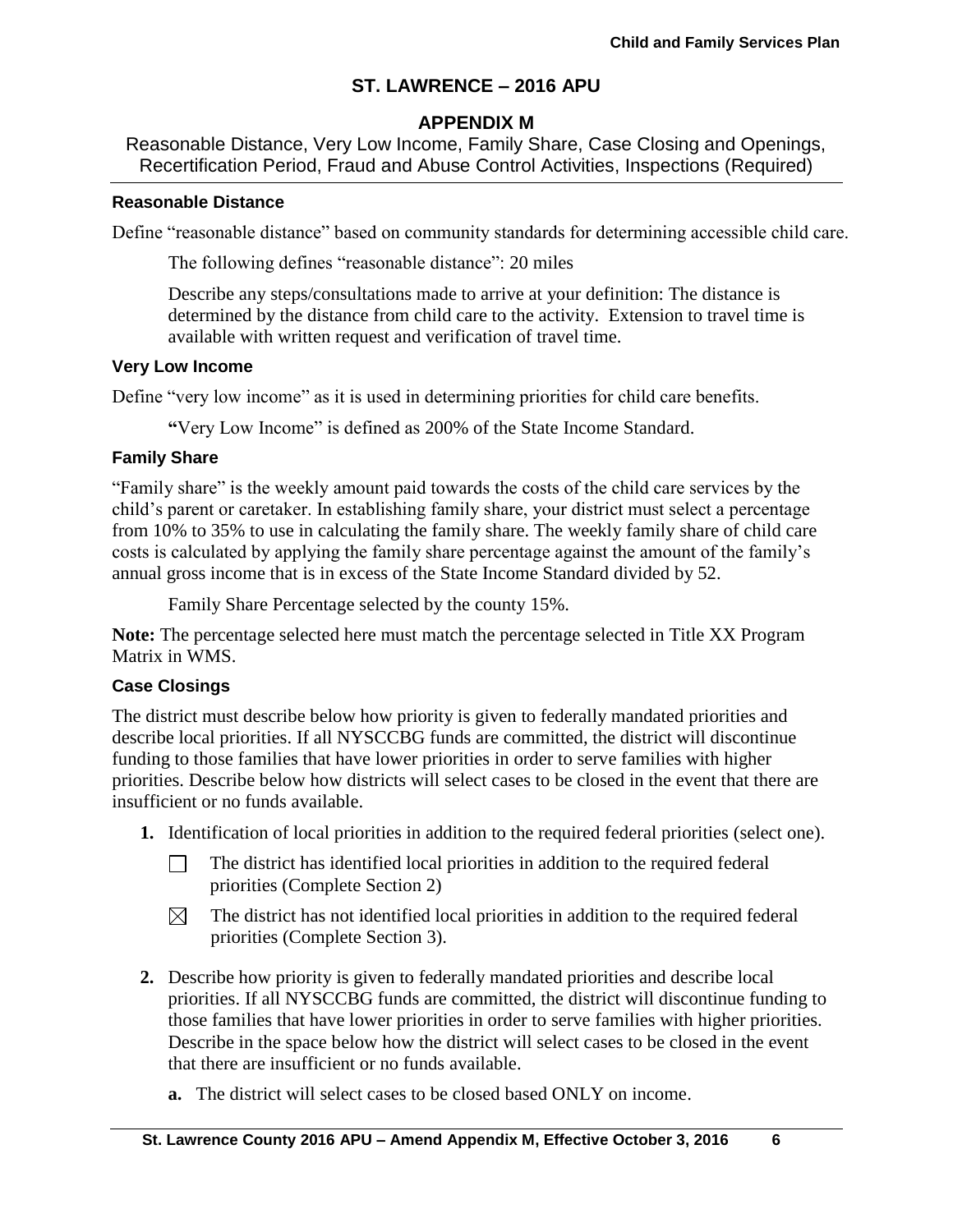## ST. LAWRENCE – 2016 APU

## APPENDIX M

Reasonable Distance, Very Low Income, Family Share, Case Closing and Openings, Recertification Period, Fraud and Abuse Control Activities, Inspections (Required)

### Reasonable Distance

Define "reasonable distance" based on community standards for determining accessible child care.

The following defines "reasonable distance": 20 miles

Describe any steps/consultations made to arrive at your definition: The distance is determined by the distance from child care to the activity. Extension to travel time is available with written request and verification of travel time.

### Very Low Income

Define "very low income" as it is used in determining priorities for child care benefits.

**"**Very Low Income" is defined as 200% of the State Income Standard.

### Family Share

"Family share" is the weekly amount paid towards the costs of the child care services by the child's parent or caretaker. In establishing family share, your district must select a percentage from 10% to 35% to use in calculating the family share. The weekly family share of child care costs is calculated by applying the family share percentage against the amount of the family's annual gross income that is in excess of the State Income Standard divided by 52.

Family Share Percentage selected by the county 15%.

**Note:** The percentage selected here must match the percentage selected in Title XX Program Matrix in WMS.

### Case Closings

The district must describe below how priority is given to federally mandated priorities and describe local priorities. If all NYSCCBG funds are committed, the district will discontinue funding to those families that have lower priorities in order to serve families with higher priorities. Describe below how districts will select cases to be closed in the event that there are insufficient or no funds available.

1. Identification of local priorities in addition to the required federal priorities (select one).

   ☐ The district has identified local priorities in addition to the required federal priorities (Complete Section 2)

   ☒ The district has not identified local priorities in addition to the required federal priorities (Complete Section 3).

2. Describe how priority is given to federally mandated priorities and describe local priorities. If all NYSCCBG funds are committed, the district will discontinue funding to those families that have lower priorities in order to serve families with higher priorities. Describe in the space below how the district will select cases to be closed in the event that there are insufficient or no funds available.

   a. The district will select cases to be closed based ONLY on income.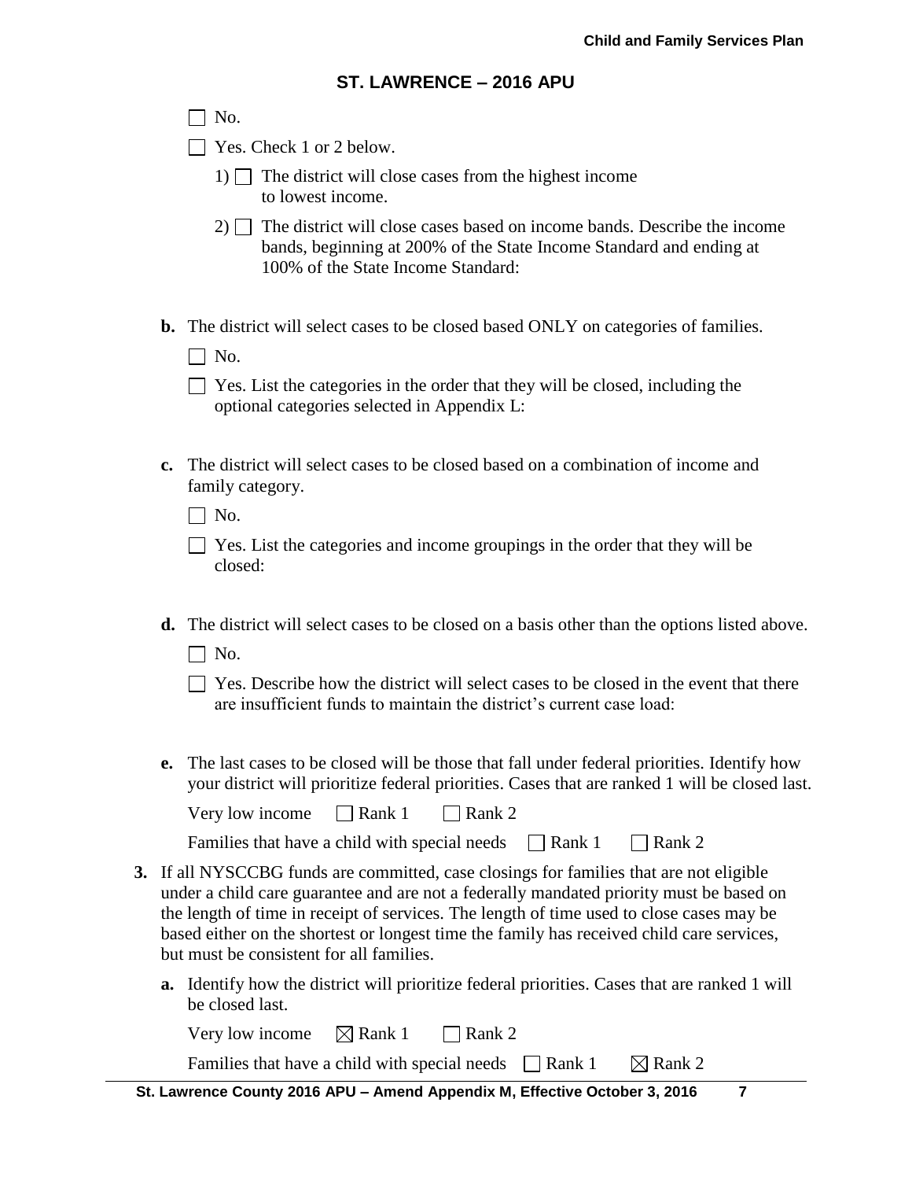## ST. LAWRENCE – 2016 APU

☐ No.

☐ Yes. Check 1 or 2 below.

1) ☐ The district will close cases from the highest income to lowest income.

2) ☐ The district will close cases based on income bands. Describe the income bands, beginning at 200% of the State Income Standard and ending at 100% of the State Income Standard:

**b.** The district will select cases to be closed based ONLY on categories of families.

☐ No.

☐ Yes. List the categories in the order that they will be closed, including the optional categories selected in Appendix L:

**c.** The district will select cases to be closed based on a combination of income and family category.

☐ No.

☐ Yes. List the categories and income groupings in the order that they will be closed:

**d.** The district will select cases to be closed on a basis other than the options listed above.

☐ No.

☐ Yes. Describe how the district will select cases to be closed in the event that there are insufficient funds to maintain the district's current case load:

**e.** The last cases to be closed will be those that fall under federal priorities. Identify how your district will prioritize federal priorities. Cases that are ranked 1 will be closed last.

Very low income ☐ Rank 1 ☐ Rank 2

Families that have a child with special needs ☐ Rank 1 ☐ Rank 2

**3.** If all NYSCCBG funds are committed, case closings for families that are not eligible under a child care guarantee and are not a federally mandated priority must be based on the length of time in receipt of services. The length of time used to close cases may be based either on the shortest or longest time the family has received child care services, but must be consistent for all families.

**a.** Identify how the district will prioritize federal priorities. Cases that are ranked 1 will be closed last.

Very low income ☒ Rank 1 ☐ Rank 2

Families that have a child with special needs ☐ Rank 1 ☒ Rank 2

St. Lawrence County 2016 APU – Amend Appendix M, Effective October 3, 2016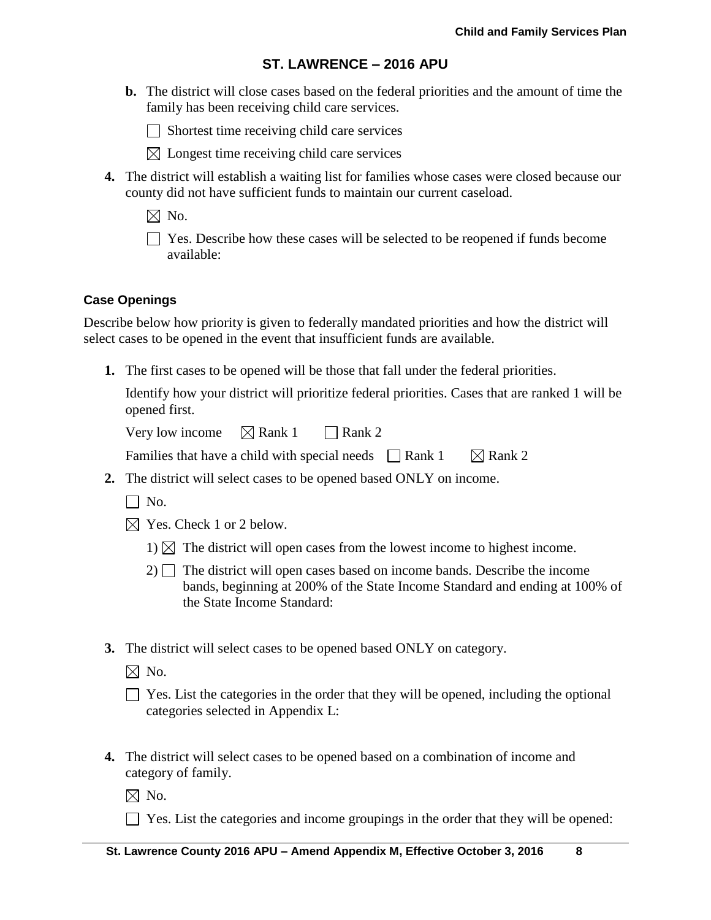**b.** The district will close cases based on the federal priorities and the amount of time the family has been receiving child care services.

☐ Shortest time receiving child care services

☒ Longest time receiving child care services

**4.** The district will establish a waiting list for families whose cases were closed because our county did not have sufficient funds to maintain our current caseload.

☒ No.

☐ Yes. Describe how these cases will be selected to be reopened if funds become available:

### Case Openings

Describe below how priority is given to federally mandated priorities and how the district will select cases to be opened in the event that insufficient funds are available.

**1.** The first cases to be opened will be those that fall under the federal priorities.

Identify how your district will prioritize federal priorities. Cases that are ranked 1 will be opened first.

Very low income ☒ Rank 1 ☐ Rank 2

Families that have a child with special needs ☐ Rank 1 ☒ Rank 2

**2.** The district will select cases to be opened based ONLY on income.

☐ No.

☒ Yes. Check 1 or 2 below.

1) ☒ The district will open cases from the lowest income to highest income.

2) ☐ The district will open cases based on income bands. Describe the income bands, beginning at 200% of the State Income Standard and ending at 100% of the State Income Standard:

**3.** The district will select cases to be opened based ONLY on category.

☒ No.

☐ Yes. List the categories in the order that they will be opened, including the optional categories selected in Appendix L:

**4.** The district will select cases to be opened based on a combination of income and category of family.

☒ No.

☐ Yes. List the categories and income groupings in the order that they will be opened: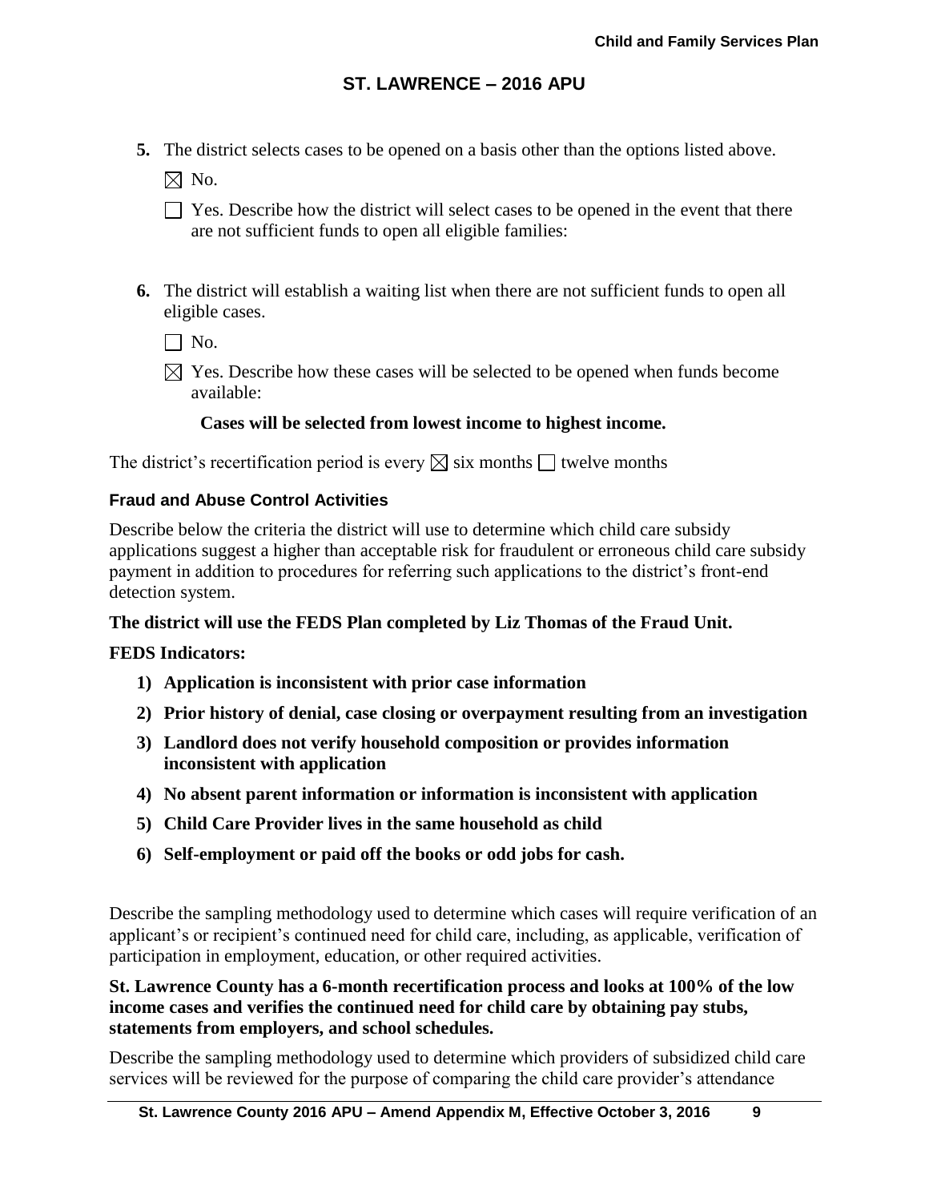5. The district selects cases to be opened on a basis other than the options listed above.

   ☒ No.

   ☐ Yes. Describe how the district will select cases to be opened in the event that there are not sufficient funds to open all eligible families:

6. The district will establish a waiting list when there are not sufficient funds to open all eligible cases.

   ☐ No.

   ☒ Yes. Describe how these cases will be selected to be opened when funds become available:

   **Cases will be selected from lowest income to highest income.**

The district's recertification period is every ☒ six months ☐ twelve months

### Fraud and Abuse Control Activities

Describe below the criteria the district will use to determine which child care subsidy applications suggest a higher than acceptable risk for fraudulent or erroneous child care subsidy payment in addition to procedures for referring such applications to the district's front-end detection system.

**The district will use the FEDS Plan completed by Liz Thomas of the Fraud Unit.**

**FEDS Indicators:**

1) **Application is inconsistent with prior case information**
2) **Prior history of denial, case closing or overpayment resulting from an investigation**
3) **Landlord does not verify household composition or provides information inconsistent with application**
4) **No absent parent information or information is inconsistent with application**
5) **Child Care Provider lives in the same household as child**
6) **Self-employment or paid off the books or odd jobs for cash.**

Describe the sampling methodology used to determine which cases will require verification of an applicant's or recipient's continued need for child care, including, as applicable, verification of participation in employment, education, or other required activities.

**St. Lawrence County has a 6-month recertification process and looks at 100% of the low income cases and verifies the continued need for child care by obtaining pay stubs, statements from employers, and school schedules.**

Describe the sampling methodology used to determine which providers of subsidized child care services will be reviewed for the purpose of comparing the child care provider's attendance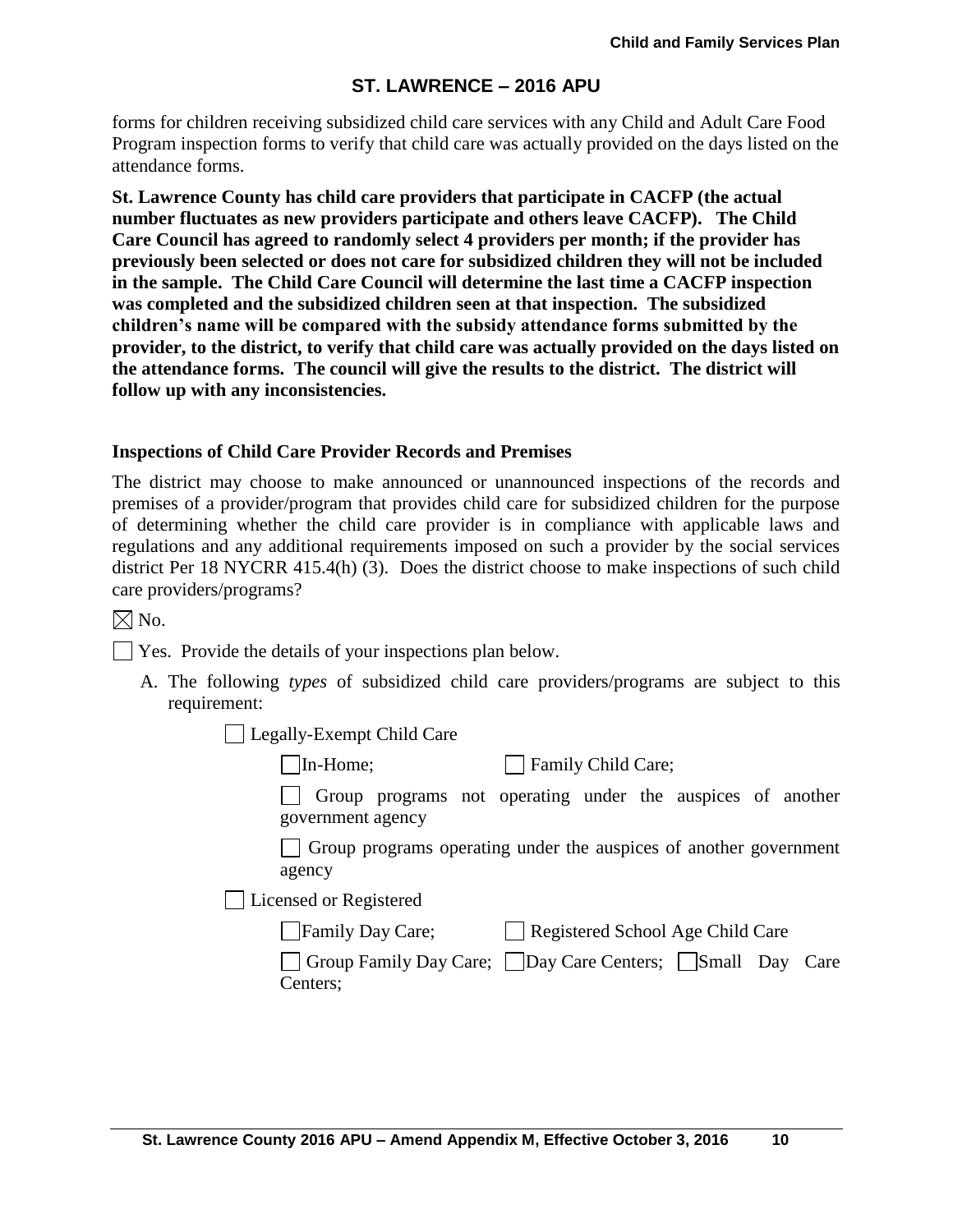forms for children receiving subsidized child care services with any Child and Adult Care Food Program inspection forms to verify that child care was actually provided on the days listed on the attendance forms.

**St. Lawrence County has child care providers that participate in CACFP (the actual number fluctuates as new providers participate and others leave CACFP). The Child Care Council has agreed to randomly select 4 providers per month; if the provider has previously been selected or does not care for subsidized children they will not be included in the sample. The Child Care Council will determine the last time a CACFP inspection was completed and the subsidized children seen at that inspection. The subsidized children's name will be compared with the subsidy attendance forms submitted by the provider, to the district, to verify that child care was actually provided on the days listed on the attendance forms. The council will give the results to the district. The district will follow up with any inconsistencies.**

### Inspections of Child Care Provider Records and Premises

The district may choose to make announced or unannounced inspections of the records and premises of a provider/program that provides child care for subsidized children for the purpose of determining whether the child care provider is in compliance with applicable laws and regulations and any additional requirements imposed on such a provider by the social services district Per 18 NYCRR 415.4(h) (3). Does the district choose to make inspections of such child care providers/programs?

☒ No.

☐ Yes. Provide the details of your inspections plan below.

A. The following *types* of subsidized child care providers/programs are subject to this requirement:

☐ Legally-Exempt Child Care

☐ In-Home; ☐ Family Child Care;

☐ Group programs not operating under the auspices of another government agency

☐ Group programs operating under the auspices of another government agency

☐ Licensed or Registered

☐ Family Day Care; ☐ Registered School Age Child Care

☐ Group Family Day Care; ☐ Day Care Centers; ☐ Small Day Care Centers;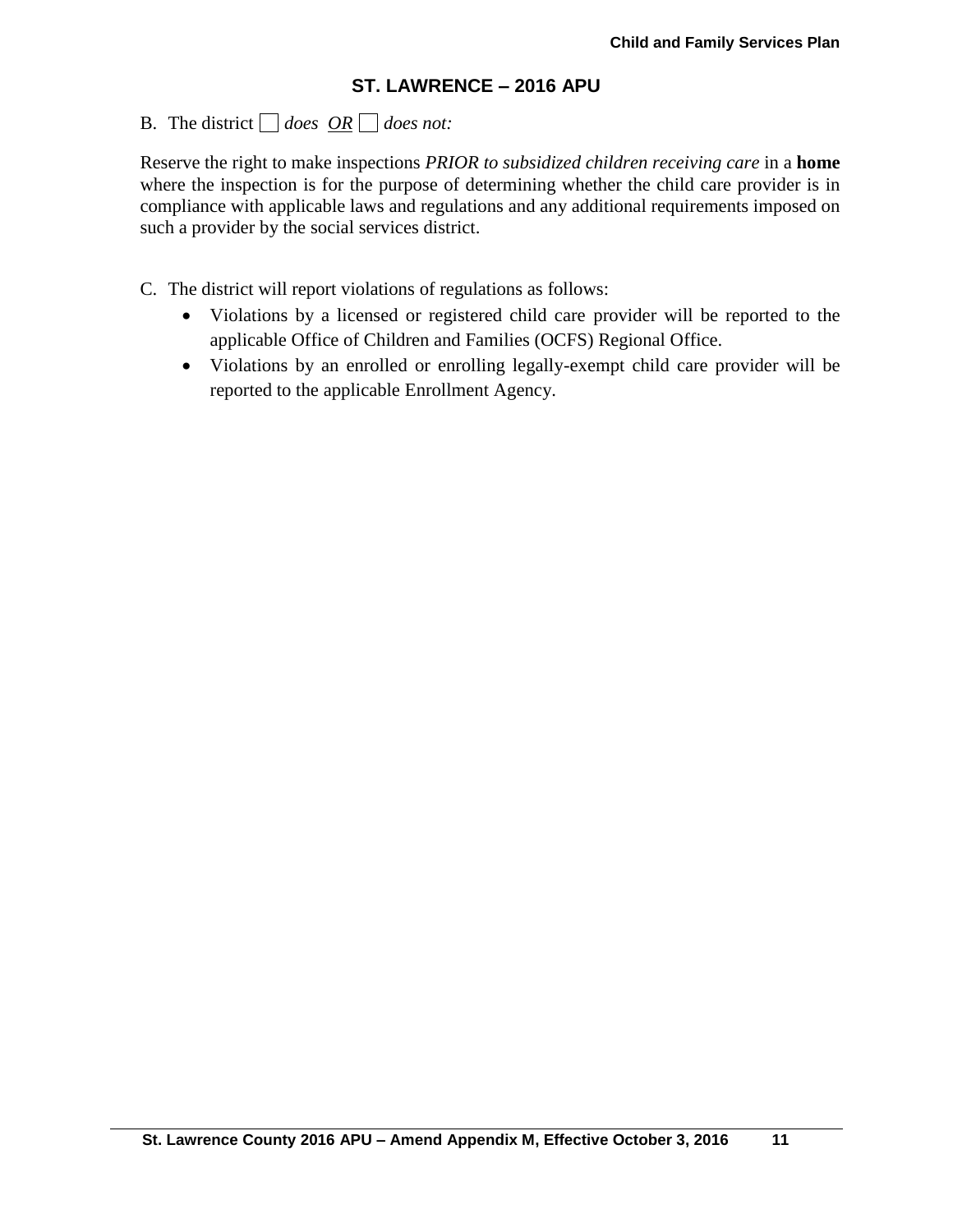## ST. LAWRENCE – 2016 APU

B. The district ☐ *does* *OR* ☐ *does not:*

Reserve the right to make inspections *PRIOR to subsidized children receiving care* in a **home** where the inspection is for the purpose of determining whether the child care provider is in compliance with applicable laws and regulations and any additional requirements imposed on such a provider by the social services district.

C. The district will report violations of regulations as follows:

- Violations by a licensed or registered child care provider will be reported to the applicable Office of Children and Families (OCFS) Regional Office.
- Violations by an enrolled or enrolling legally-exempt child care provider will be reported to the applicable Enrollment Agency.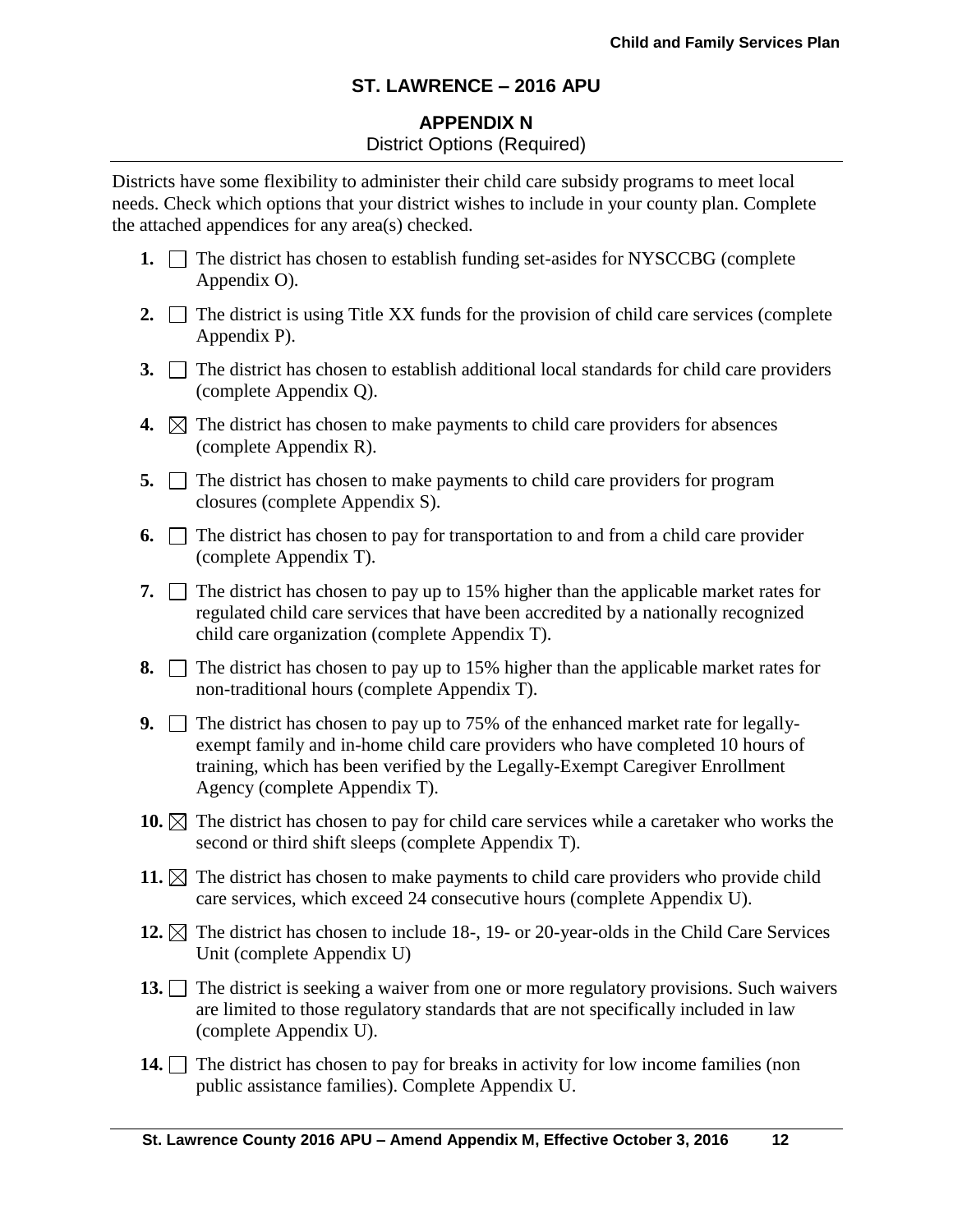## ST. LAWRENCE – 2016 APU

### APPENDIX N

District Options (Required)

Districts have some flexibility to administer their child care subsidy programs to meet local needs. Check which options that your district wishes to include in your county plan. Complete the attached appendices for any area(s) checked.

1. ☐ The district has chosen to establish funding set-asides for NYSCCBG (complete Appendix O).
2. ☐ The district is using Title XX funds for the provision of child care services (complete Appendix P).
3. ☐ The district has chosen to establish additional local standards for child care providers (complete Appendix Q).
4. ☒ The district has chosen to make payments to child care providers for absences (complete Appendix R).
5. ☐ The district has chosen to make payments to child care providers for program closures (complete Appendix S).
6. ☐ The district has chosen to pay for transportation to and from a child care provider (complete Appendix T).
7. ☐ The district has chosen to pay up to 15% higher than the applicable market rates for regulated child care services that have been accredited by a nationally recognized child care organization (complete Appendix T).
8. ☐ The district has chosen to pay up to 15% higher than the applicable market rates for non-traditional hours (complete Appendix T).
9. ☐ The district has chosen to pay up to 75% of the enhanced market rate for legally-exempt family and in-home child care providers who have completed 10 hours of training, which has been verified by the Legally-Exempt Caregiver Enrollment Agency (complete Appendix T).
10. ☒ The district has chosen to pay for child care services while a caretaker who works the second or third shift sleeps (complete Appendix T).
11. ☒ The district has chosen to make payments to child care providers who provide child care services, which exceed 24 consecutive hours (complete Appendix U).
12. ☒ The district has chosen to include 18-, 19- or 20-year-olds in the Child Care Services Unit (complete Appendix U)
13. ☐ The district is seeking a waiver from one or more regulatory provisions. Such waivers are limited to those regulatory standards that are not specifically included in law (complete Appendix U).
14. ☐ The district has chosen to pay for breaks in activity for low income families (non public assistance families). Complete Appendix U.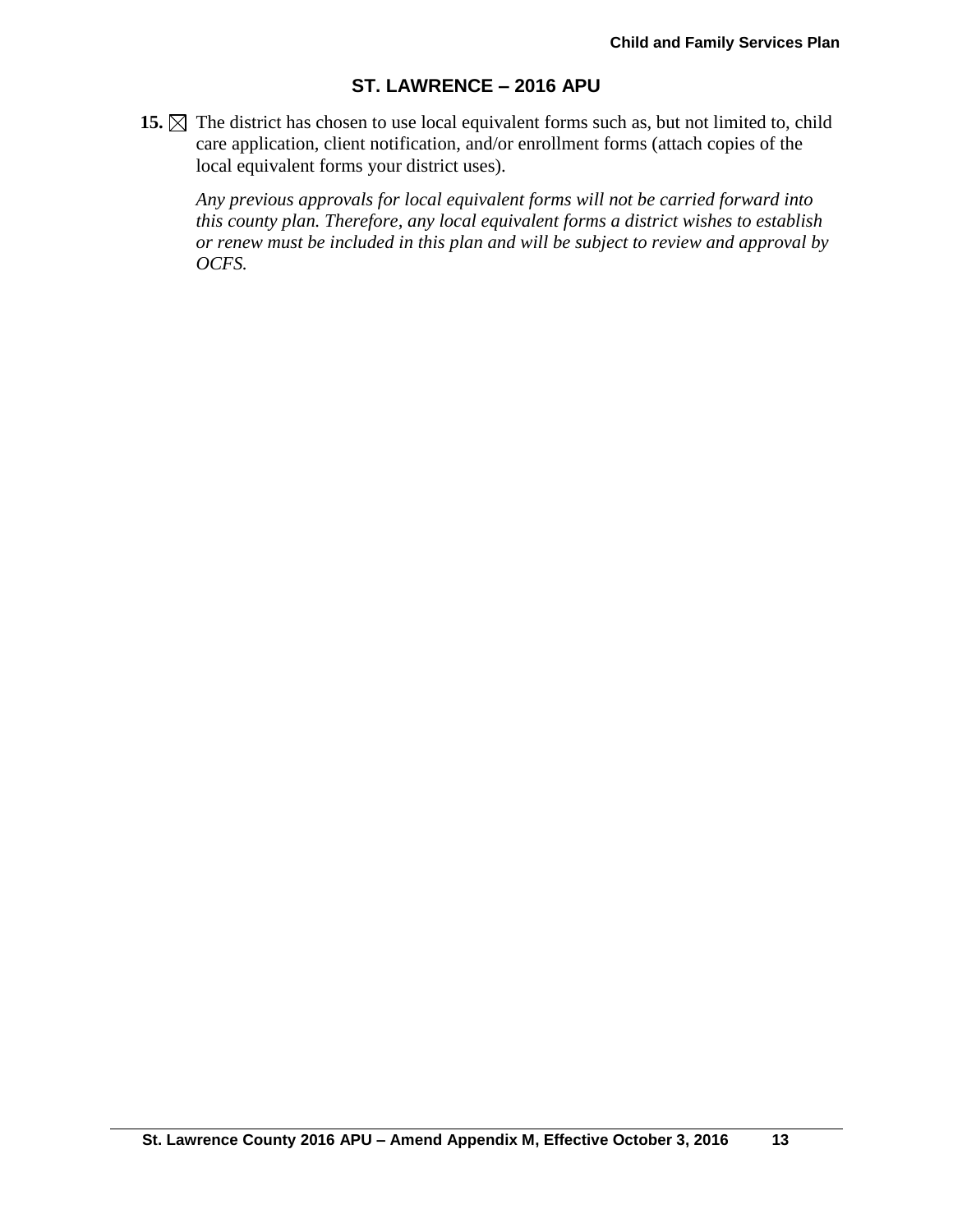## ST. LAWRENCE – 2016 APU

**15.** ☒ The district has chosen to use local equivalent forms such as, but not limited to, child care application, client notification, and/or enrollment forms (attach copies of the local equivalent forms your district uses).

*Any previous approvals for local equivalent forms will not be carried forward into this county plan. Therefore, any local equivalent forms a district wishes to establish or renew must be included in this plan and will be subject to review and approval by OCFS.*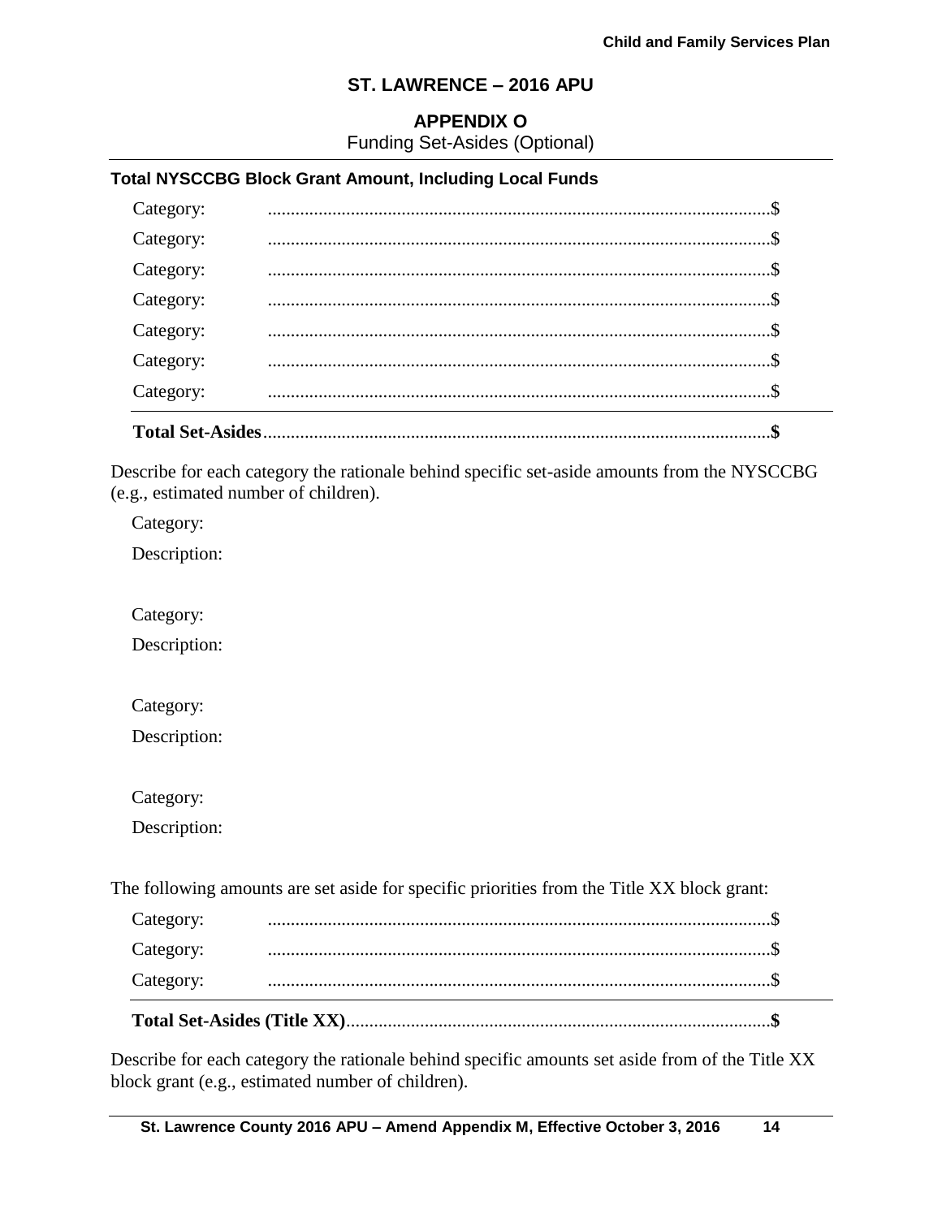## ST. LAWRENCE – 2016 APU

### APPENDIX O

Funding Set-Asides (Optional)

**Total NYSCCBG Block Grant Amount, Including Local Funds**

Category: ............................................................................................................$

Category: ............................................................................................................$

Category: ............................................................................................................$

Category: ............................................................................................................$

Category: ............................................................................................................$

Category: ............................................................................................................$

Category: ............................................................................................................$

**Total Set-Asides**.............................................................................................................**$**

Describe for each category the rationale behind specific set-aside amounts from the NYSCCBG (e.g., estimated number of children).

Category:

Description:

Category:

Description:

Category:

Description:

Category:

Description:

The following amounts are set aside for specific priorities from the Title XX block grant:

Category: ............................................................................................................$

Category: ............................................................................................................$

Category: ............................................................................................................$

**Total Set-Asides (Title XX)**...........................................................................................**$**

Describe for each category the rationale behind specific amounts set aside from of the Title XX block grant (e.g., estimated number of children).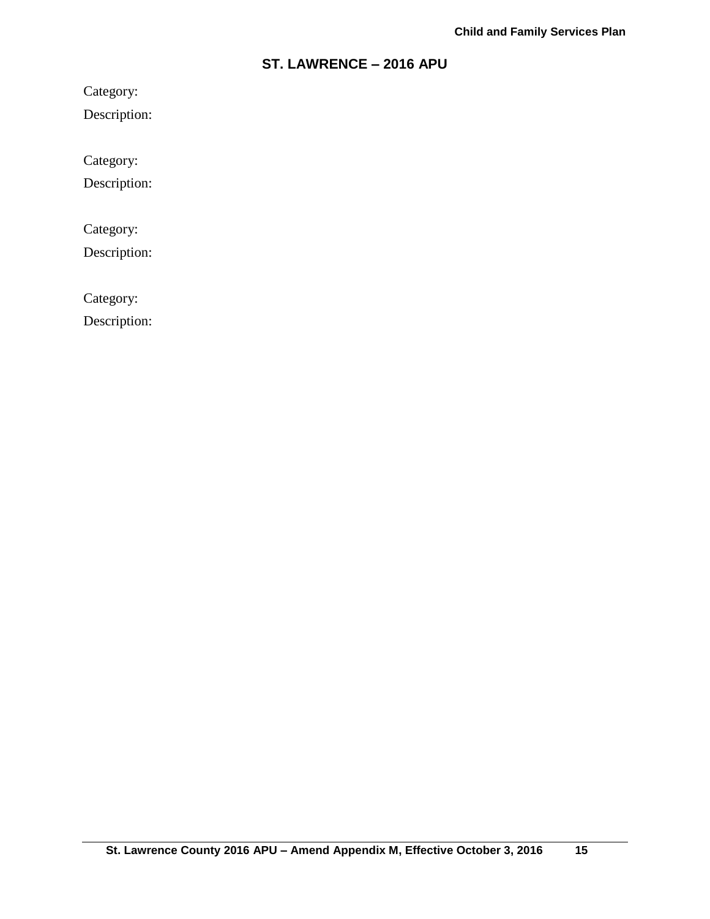## ST. LAWRENCE – 2016 APU

Category:

Description:

Category:

Description:

Category:

Description:

Category:

Description: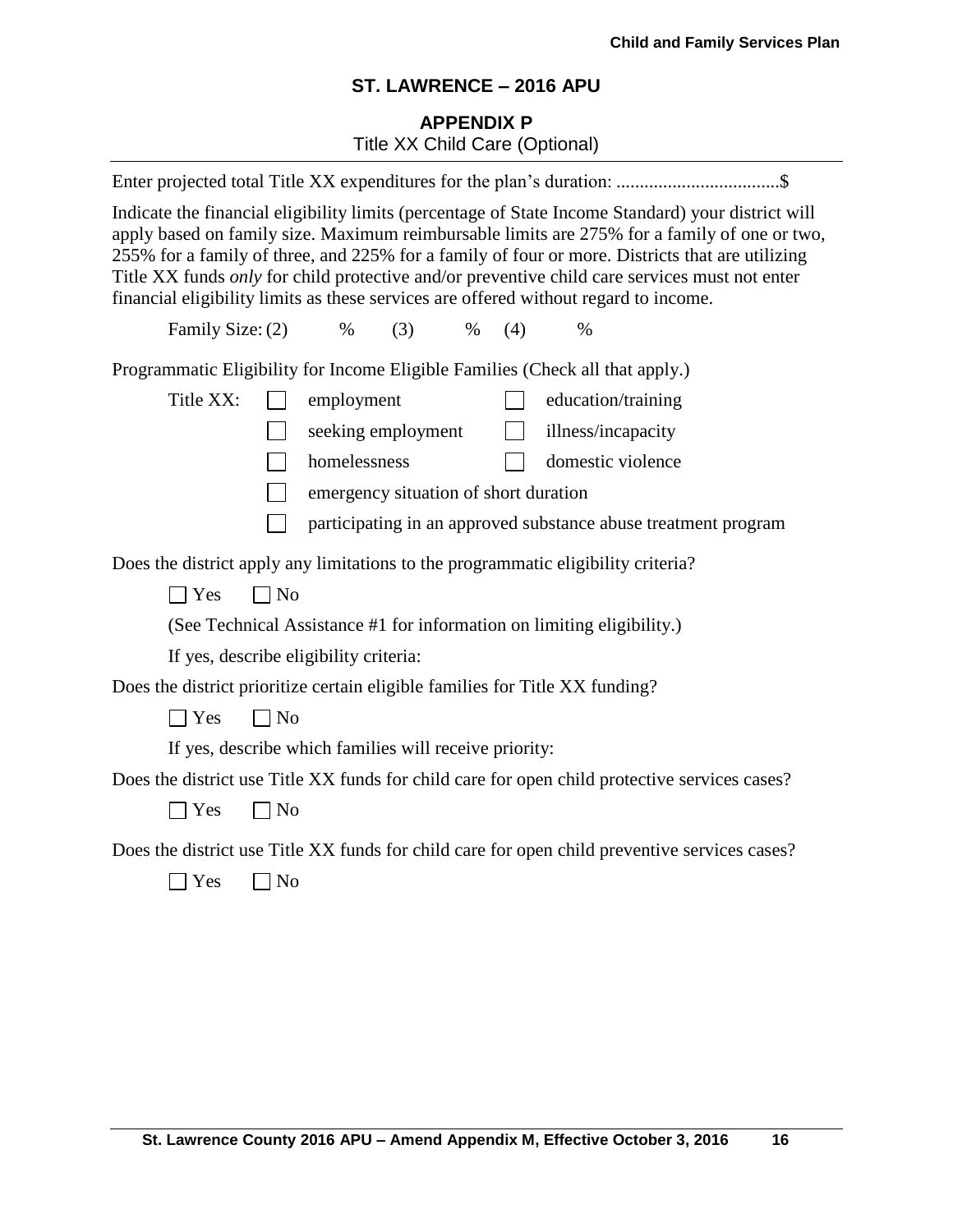## ST. LAWRENCE – 2016 APU

### APPENDIX P

Title XX Child Care (Optional)

Enter projected total Title XX expenditures for the plan's duration: ..................................$

Indicate the financial eligibility limits (percentage of State Income Standard) your district will apply based on family size. Maximum reimbursable limits are 275% for a family of one or two, 255% for a family of three, and 225% for a family of four or more. Districts that are utilizing Title XX funds *only* for child protective and/or preventive child care services must not enter financial eligibility limits as these services are offered without regard to income.

Family Size: (2) % (3) % (4) %

Programmatic Eligibility for Income Eligible Families (Check all that apply.)

Title XX:

- ☐ employment
- ☐ education/training
- ☐ seeking employment
- ☐ illness/incapacity
- ☐ homelessness
- ☐ domestic violence
- ☐ emergency situation of short duration
- ☐ participating in an approved substance abuse treatment program

Does the district apply any limitations to the programmatic eligibility criteria?

☐ Yes ☐ No

(See Technical Assistance #1 for information on limiting eligibility.)

If yes, describe eligibility criteria:

Does the district prioritize certain eligible families for Title XX funding?

☐ Yes ☐ No

If yes, describe which families will receive priority:

Does the district use Title XX funds for child care for open child protective services cases?

☐ Yes ☐ No

Does the district use Title XX funds for child care for open child preventive services cases?

☐ Yes ☐ No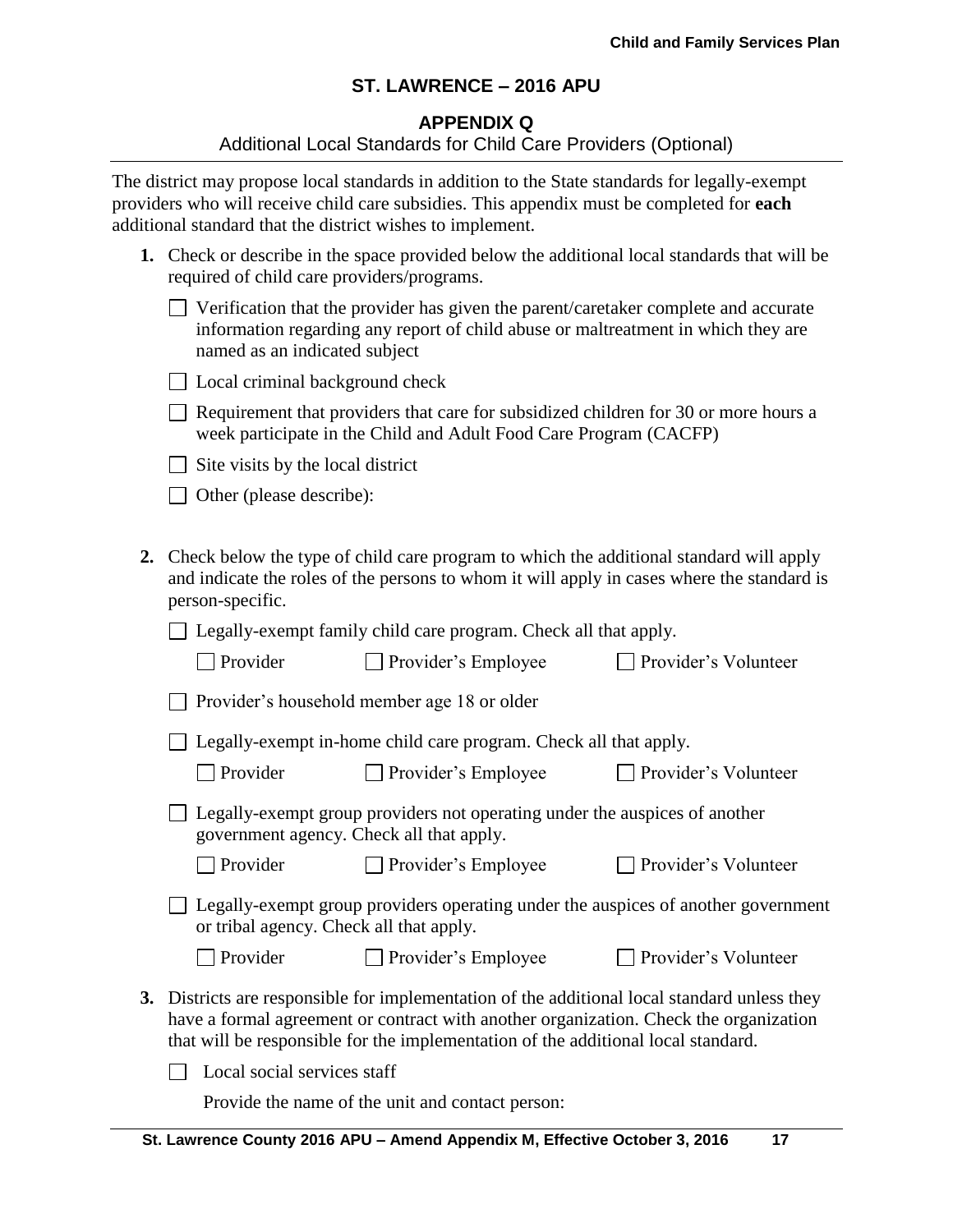## ST. LAWRENCE – 2016 APU

### APPENDIX Q

Additional Local Standards for Child Care Providers (Optional)

The district may propose local standards in addition to the State standards for legally-exempt providers who will receive child care subsidies. This appendix must be completed for **each** additional standard that the district wishes to implement.

1. Check or describe in the space provided below the additional local standards that will be required of child care providers/programs.

   ☐ Verification that the provider has given the parent/caretaker complete and accurate information regarding any report of child abuse or maltreatment in which they are named as an indicated subject

   ☐ Local criminal background check

   ☐ Requirement that providers that care for subsidized children for 30 or more hours a week participate in the Child and Adult Food Care Program (CACFP)

   ☐ Site visits by the local district

   ☐ Other (please describe):

2. Check below the type of child care program to which the additional standard will apply and indicate the roles of the persons to whom it will apply in cases where the standard is person-specific.

   ☐ Legally-exempt family child care program. Check all that apply.

   ☐ Provider ☐ Provider's Employee ☐ Provider's Volunteer

   ☐ Provider's household member age 18 or older

   ☐ Legally-exempt in-home child care program. Check all that apply.

   ☐ Provider ☐ Provider's Employee ☐ Provider's Volunteer

   ☐ Legally-exempt group providers not operating under the auspices of another government agency. Check all that apply.

   ☐ Provider ☐ Provider's Employee ☐ Provider's Volunteer

   ☐ Legally-exempt group providers operating under the auspices of another government or tribal agency. Check all that apply.

   ☐ Provider ☐ Provider's Employee ☐ Provider's Volunteer

3. Districts are responsible for implementation of the additional local standard unless they have a formal agreement or contract with another organization. Check the organization that will be responsible for the implementation of the additional local standard.

   ☐ Local social services staff

   Provide the name of the unit and contact person: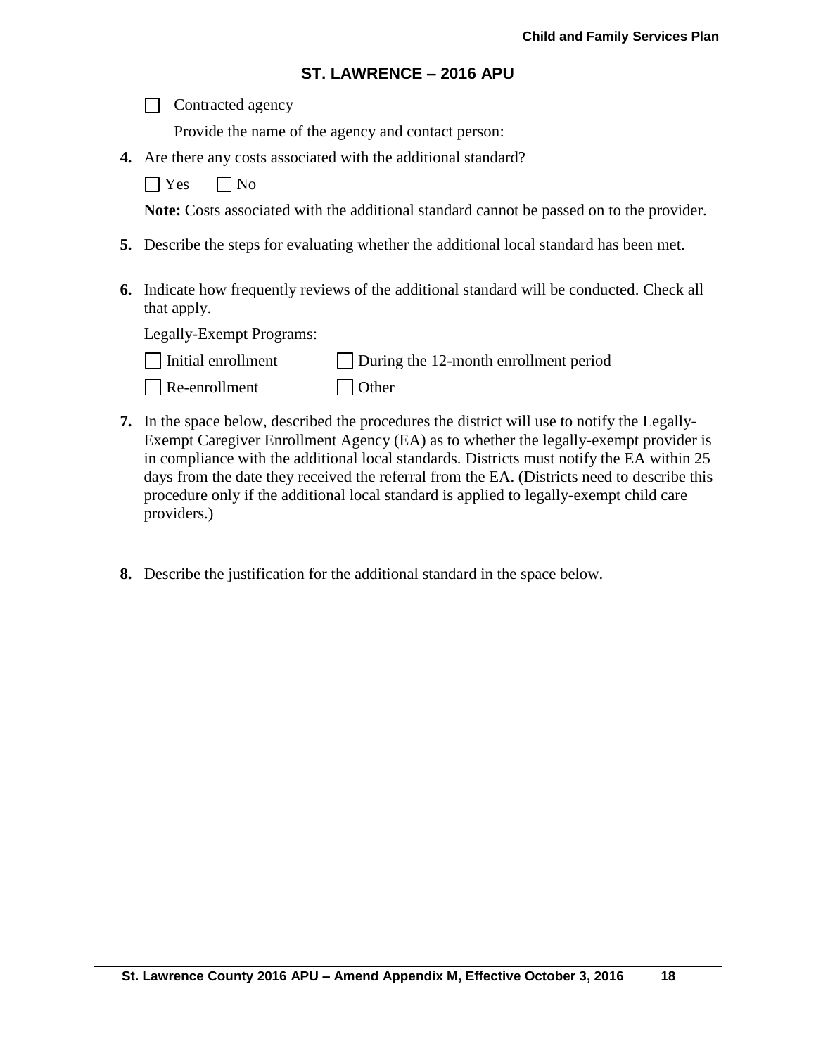☐ Contracted agency

Provide the name of the agency and contact person:

**4.** Are there any costs associated with the additional standard?

☐ Yes ☐ No

**Note:** Costs associated with the additional standard cannot be passed on to the provider.

**5.** Describe the steps for evaluating whether the additional local standard has been met.

**6.** Indicate how frequently reviews of the additional standard will be conducted. Check all that apply.

Legally-Exempt Programs:

☐ Initial enrollment ☐ During the 12-month enrollment period

☐ Re-enrollment ☐ Other

**7.** In the space below, described the procedures the district will use to notify the Legally-Exempt Caregiver Enrollment Agency (EA) as to whether the legally-exempt provider is in compliance with the additional local standards. Districts must notify the EA within 25 days from the date they received the referral from the EA. (Districts need to describe this procedure only if the additional local standard is applied to legally-exempt child care providers.)

**8.** Describe the justification for the additional standard in the space below.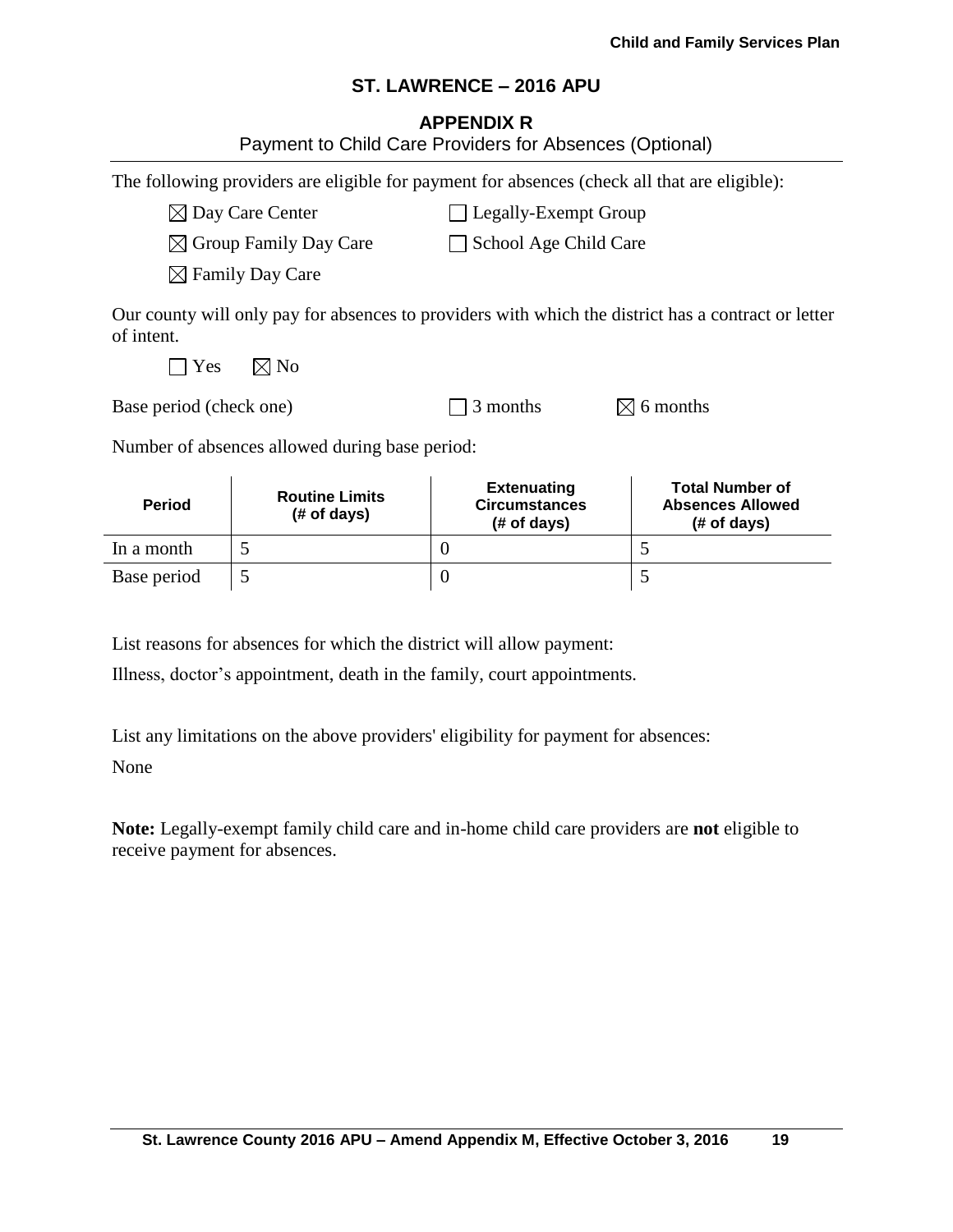## ST. LAWRENCE – 2016 APU

### APPENDIX R

Payment to Child Care Providers for Absences (Optional)

The following providers are eligible for payment for absences (check all that are eligible):

☒ Day Care Center ☐ Legally-Exempt Group

☒ Group Family Day Care ☐ School Age Child Care

☒ Family Day Care

Our county will only pay for absences to providers with which the district has a contract or letter of intent.

☐ Yes ☒ No

Base period (check one) ☐ 3 months ☒ 6 months

Number of absences allowed during base period:

| Period | Routine Limits (# of days) | Extenuating Circumstances (# of days) | Total Number of Absences Allowed (# of days) |
|---|---|---|---|
| In a month | 5 | 0 | 5 |
| Base period | 5 | 0 | 5 |

List reasons for absences for which the district will allow payment:

Illness, doctor's appointment, death in the family, court appointments.

List any limitations on the above providers' eligibility for payment for absences:

None

**Note:** Legally-exempt family child care and in-home child care providers are **not** eligible to receive payment for absences.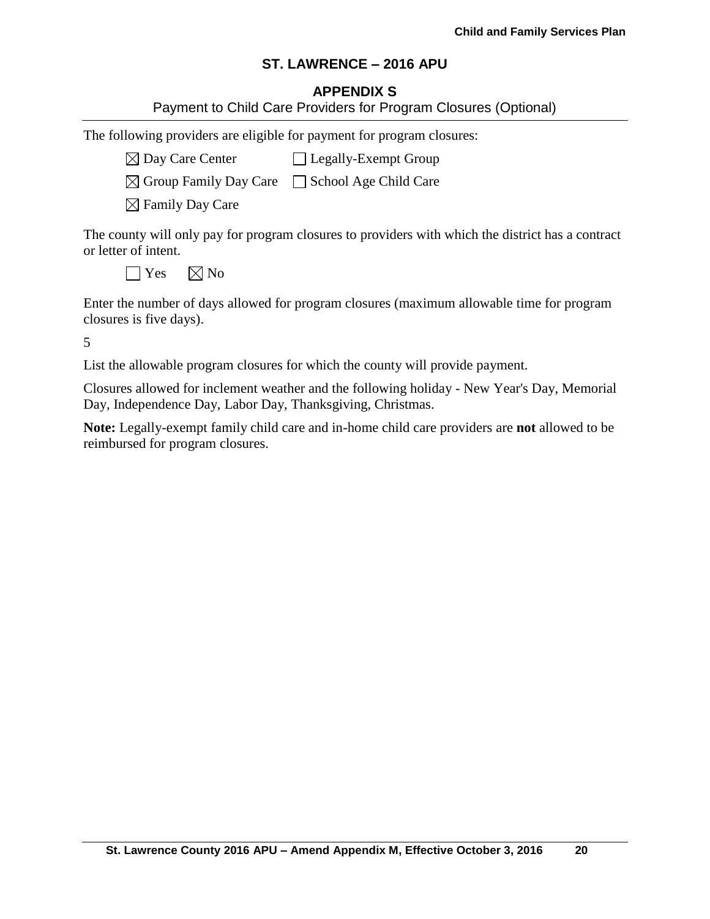# ST. LAWRENCE – 2016 APU

## APPENDIX S

Payment to Child Care Providers for Program Closures (Optional)

The following providers are eligible for payment for program closures:

☒ Day Care Center ☐ Legally-Exempt Group

☒ Group Family Day Care ☐ School Age Child Care

☒ Family Day Care

The county will only pay for program closures to providers with which the district has a contract or letter of intent.

☐ Yes ☒ No

Enter the number of days allowed for program closures (maximum allowable time for program closures is five days).

5

List the allowable program closures for which the county will provide payment.

Closures allowed for inclement weather and the following holiday - New Year's Day, Memorial Day, Independence Day, Labor Day, Thanksgiving, Christmas.

**Note:** Legally-exempt family child care and in-home child care providers are **not** allowed to be reimbursed for program closures.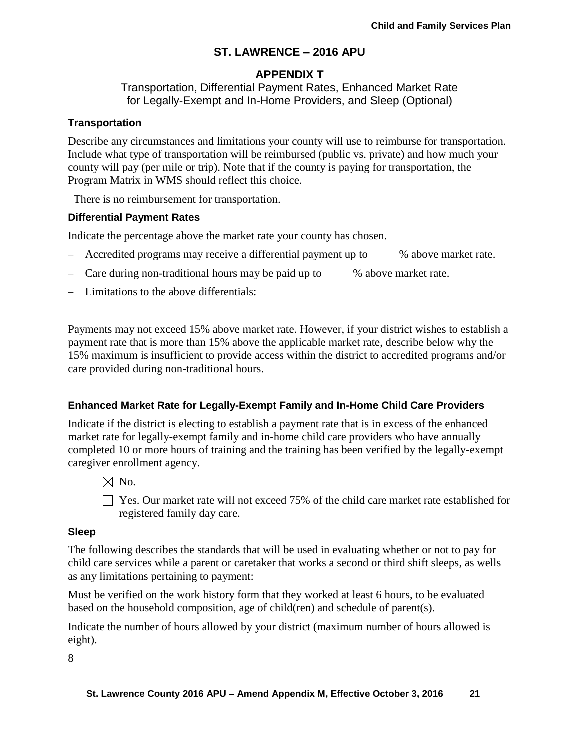# ST. LAWRENCE – 2016 APU

## APPENDIX T

Transportation, Differential Payment Rates, Enhanced Market Rate for Legally-Exempt and In-Home Providers, and Sleep (Optional)

### Transportation

Describe any circumstances and limitations your county will use to reimburse for transportation. Include what type of transportation will be reimbursed (public vs. private) and how much your county will pay (per mile or trip). Note that if the county is paying for transportation, the Program Matrix in WMS should reflect this choice.

There is no reimbursement for transportation.

### Differential Payment Rates

Indicate the percentage above the market rate your county has chosen.

- Accredited programs may receive a differential payment up to       % above market rate.
- Care during non-traditional hours may be paid up to       % above market rate.
- Limitations to the above differentials:

Payments may not exceed 15% above market rate. However, if your district wishes to establish a payment rate that is more than 15% above the applicable market rate, describe below why the 15% maximum is insufficient to provide access within the district to accredited programs and/or care provided during non-traditional hours.

### Enhanced Market Rate for Legally-Exempt Family and In-Home Child Care Providers

Indicate if the district is electing to establish a payment rate that is in excess of the enhanced market rate for legally-exempt family and in-home child care providers who have annually completed 10 or more hours of training and the training has been verified by the legally-exempt caregiver enrollment agency.

☒ No.

☐ Yes. Our market rate will not exceed 75% of the child care market rate established for registered family day care.

### Sleep

The following describes the standards that will be used in evaluating whether or not to pay for child care services while a parent or caretaker that works a second or third shift sleeps, as wells as any limitations pertaining to payment:

Must be verified on the work history form that they worked at least 6 hours, to be evaluated based on the household composition, age of child(ren) and schedule of parent(s).

Indicate the number of hours allowed by your district (maximum number of hours allowed is eight).

8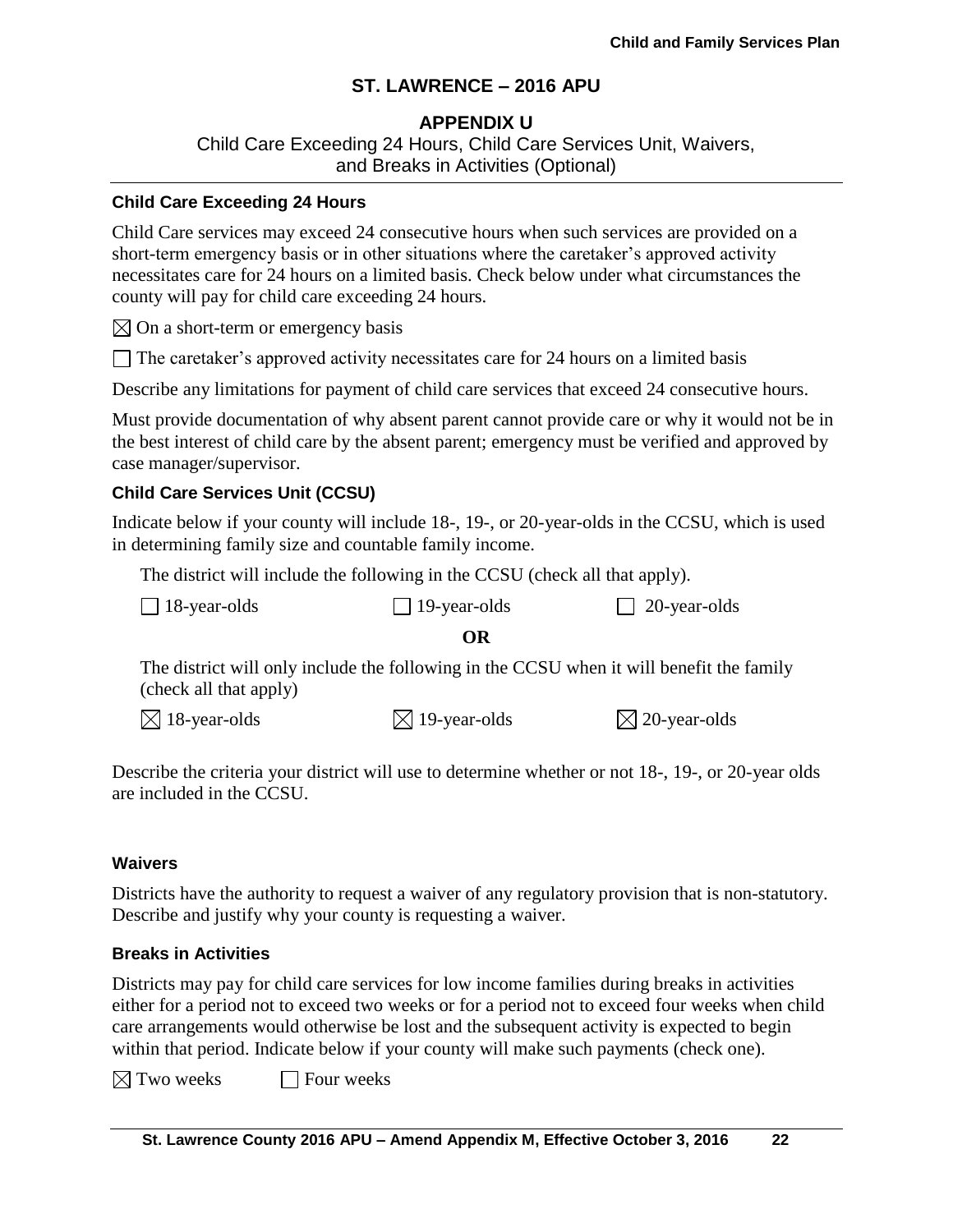# ST. LAWRENCE – 2016 APU

## APPENDIX U

Child Care Exceeding 24 Hours, Child Care Services Unit, Waivers, and Breaks in Activities (Optional)

### Child Care Exceeding 24 Hours

Child Care services may exceed 24 consecutive hours when such services are provided on a short-term emergency basis or in other situations where the caretaker's approved activity necessitates care for 24 hours on a limited basis. Check below under what circumstances the county will pay for child care exceeding 24 hours.

☒ On a short-term or emergency basis

☐ The caretaker's approved activity necessitates care for 24 hours on a limited basis

Describe any limitations for payment of child care services that exceed 24 consecutive hours.

Must provide documentation of why absent parent cannot provide care or why it would not be in the best interest of child care by the absent parent; emergency must be verified and approved by case manager/supervisor.

### Child Care Services Unit (CCSU)

Indicate below if your county will include 18-, 19-, or 20-year-olds in the CCSU, which is used in determining family size and countable family income.

The district will include the following in the CCSU (check all that apply).

☐ 18-year-olds ☐ 19-year-olds ☐ 20-year-olds

**OR**

The district will only include the following in the CCSU when it will benefit the family (check all that apply)

☒ 18-year-olds ☒ 19-year-olds ☒ 20-year-olds

Describe the criteria your district will use to determine whether or not 18-, 19-, or 20-year olds are included in the CCSU.

### Waivers

Districts have the authority to request a waiver of any regulatory provision that is non-statutory. Describe and justify why your county is requesting a waiver.

### Breaks in Activities

Districts may pay for child care services for low income families during breaks in activities either for a period not to exceed two weeks or for a period not to exceed four weeks when child care arrangements would otherwise be lost and the subsequent activity is expected to begin within that period. Indicate below if your county will make such payments (check one).

☒ Two weeks ☐ Four weeks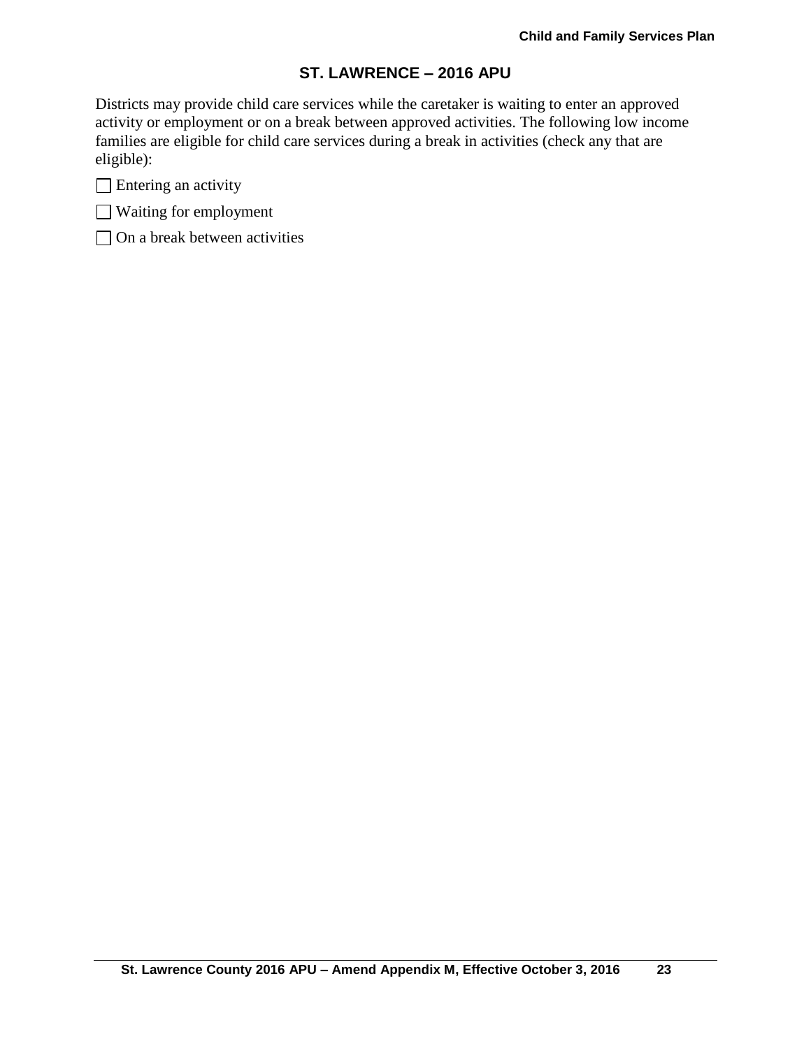## ST. LAWRENCE – 2016 APU

Districts may provide child care services while the caretaker is waiting to enter an approved activity or employment or on a break between approved activities. The following low income families are eligible for child care services during a break in activities (check any that are eligible):

☐ Entering an activity

☐ Waiting for employment

☐ On a break between activities